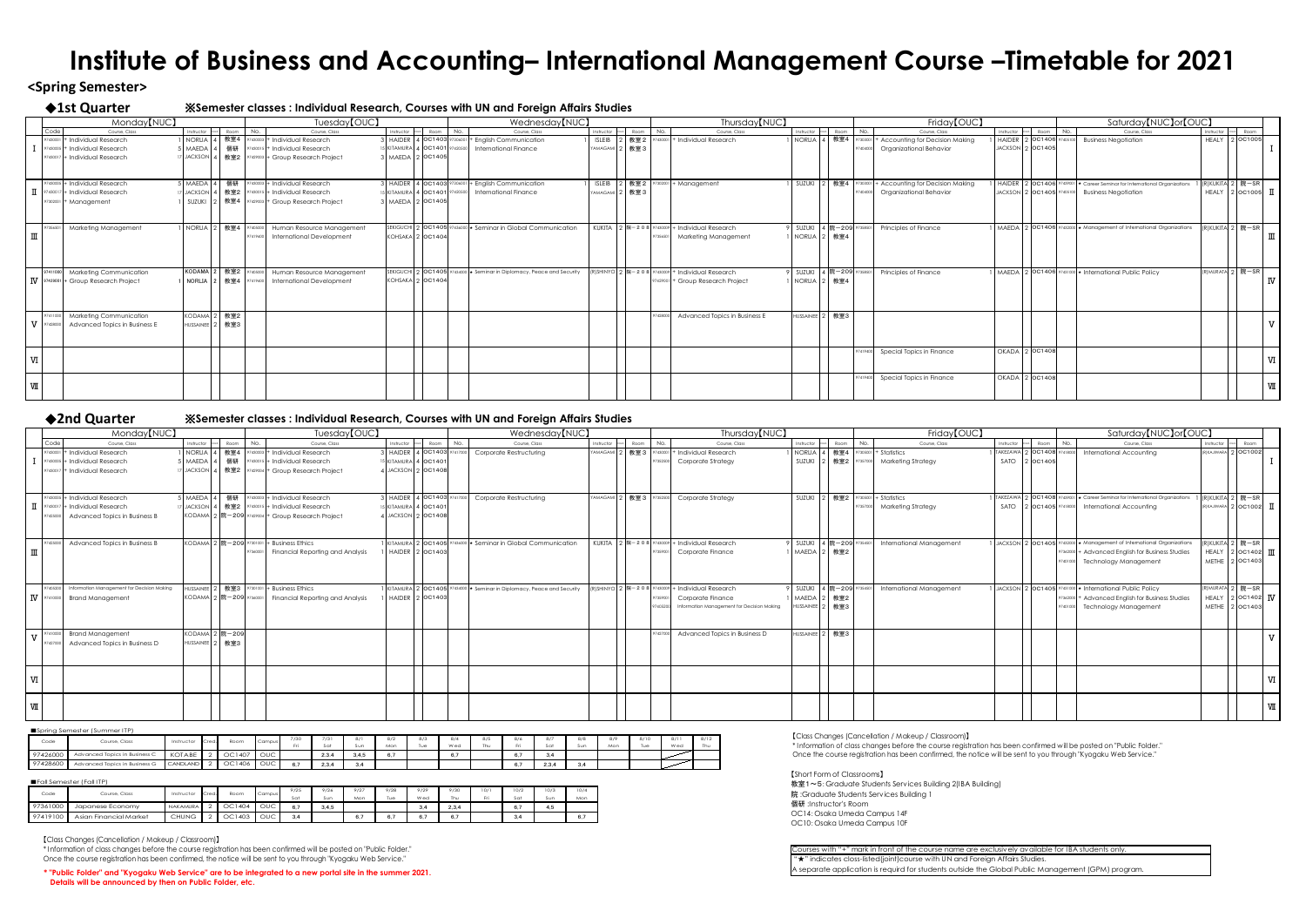# Institute of Business and Accounting– International Management Course –Timetable for 2021

## <Spring Semester>

### ◆1st Quarter

※Semester classes : Individual Research, Courses with UN and Foreign Affairs Studies

#### Monday【NUC】

| Period | Code | Course, Class | Instructor | Credit | Room |
|---|---|---|---|---|---|
| Ⅰ | 97430001 | + Individual Research 1 | NORIJA | 4 | 教室4 |
| Ⅰ | 97430006 | + Individual Research 5 | MAEDA | 4 | 個研 |
| Ⅰ | 97430017 | + Individual Research 17 | JACKSON | 4 | 教室2 |
| Ⅱ | 97430006 | + Individual Research 5 | MAEDA | 4 | 個研 |
| Ⅱ | 97430017 | + Individual Research 17 | JACKSON | 4 | 教室2 |
| Ⅱ | 97302001 | + Management 1 | SUZUKI | 2 | 教室4 |
| Ⅲ | 97356001 | Marketing Management 1 | NORIJA | 2 | 教室4 |
| Ⅳ | 97410000 | Marketing Communication | KODAMA | 2 | 教室2 |
| Ⅳ | 97409001 | + Group Research Project 1 | NORIJA | 2 | 教室4 |
| Ⅴ | 97411000 | Marketing Communication | KODAMA | 2 | 教室2 |
| Ⅴ | 97428000 | Advanced Topics in Business E | HUSSAINEE | 2 | 教室3 |

#### Tuesday【OUC】

| Period | Code | Course, Class | Instructor | Credit | Room |
|---|---|---|---|---|---|
| Ⅰ | 97430003 | + Individual Research 3 | HAIDER | 4 | OC1403 |
| Ⅰ | 97430015 | + Individual Research 15 | KITAMURA | 4 | OC1401 |
| Ⅰ | 97429003 | + Group Research Project 3 | MAEDA | 2 | OC1405 |
| Ⅱ | 97430003 | + Individual Research 3 | HAIDER | 4 | OC1403 |
| Ⅱ | 97430015 | + Individual Research 15 | KITAMURA | 4 | OC1401 |
| Ⅱ | 97429003 | + Group Research Project 3 | MAEDA | 2 | OC1405 |
| Ⅲ | 97406000 | Human Resource Management | SEKIGUCHI | 2 | OC1405 |
| Ⅲ | 97419400 | International Development | KOHSAKA | 2 | OC1404 |
| Ⅳ | 97406000 | Human Resource Management | SEKIGUCHI | 2 | OC1405 |
| Ⅳ | 97419400 | International Development | KOHSAKA | 2 | OC1404 |

#### Wednesday【NUC】

| Period | Code | Course, Class | Instructor | Credit | Room |
|---|---|---|---|---|---|
| Ⅰ | 97306001 | + English Communication 1 | ISLEIB | 2 | 教室2 |
| Ⅰ | 97433000 | International Finance | YAMAGAMI | 2 | 教室3 |
| Ⅱ | 97306001 | + English Communication 1 | ISLEIB | 2 | 教室2 |
| Ⅱ | 97433000 | International Finance | YAMAGAMI | 2 | 教室3 |
| Ⅲ | 97436000 | ★ Seminar in Global Communication | KUKITA | 2 | 院－208 |
| Ⅳ | 97436000 | ★ Seminar in Diplomacy, Peace and Security | (R)SHINYO | 2 | 院－208 |

#### Thursday【NUC】

| Period | Code | Course, Class | Instructor | Credit | Room |
|---|---|---|---|---|---|
| Ⅰ | 97430001 | + Individual Research 1 | NORIJA | 4 | 教室4 |
| Ⅱ | 97302001 | + Management 1 | SUZUKI | 2 | 教室4 |
| Ⅲ | 97430009 | + Individual Research 9 | SUZUKI | 4 | 院－209 |
| Ⅲ | 97356001 | Marketing Management 1 | NORIJA | 2 | 教室4 |
| Ⅳ | 97430009 | + Individual Research 9 | SUZUKI | 4 | 院－209 |
| Ⅳ | 97409001 | + Group Research Project 1 | NORIJA | 2 | 教室4 |
| Ⅴ | 97428000 | Advanced Topics in Business E | HUSSAINEE | 2 | 教室3 |

#### Friday【OUC】

| Period | Code | Course, Class | Instructor | Credit | Room |
|---|---|---|---|---|---|
| Ⅰ | 97305001 | + Accounting for Decision Making 1 | HAIDER | 2 | OC1406 |
| Ⅰ | 97404000 | Organizational Behavior | JACKSON | 2 | OC1405 |
| Ⅱ | 97305001 | + Accounting for Decision Making 1 | HAIDER | 2 | OC1406 |
| Ⅱ | 97404000 | Organizational Behavior | JACKSON | 2 | OC1405 |
| Ⅲ | 97356001 | Principles of Finance 1 | MAEDA | 2 | OC1406 |
| Ⅳ | 97356001 | Principles of Finance 1 | MAEDA | 2 | OC1406 |
| Ⅵ | 97419400 | Special Topics in Finance | OKADA | 2 | OC1408 |
| Ⅶ | 97419400 | Special Topics in Finance | OKADA | 2 | OC1408 |

#### Saturday【NUC】or【OUC】

| Period | Code | Course, Class | Instructor | Credit | Room |
|---|---|---|---|---|---|
| Ⅰ | 97405100 | Business Negotiation | HEALY | 2 | OC1005 |
| Ⅱ | 97439000 | ★ Career Seminar for International Organizations 1 | (R)KUKITA | 2 | 院－SR |
| Ⅱ | 97405100 | Business Negotiation | HEALY | 2 | OC1005 |
| Ⅲ | 97432000 | ★ Management of International Organizations | (R)KUKITA | 2 | 院－SR |
| Ⅳ | 97431000 | ★ International Public Policy | (R)MURATA | 2 | 院－SR |

### ◆2nd Quarter

※Semester classes : Individual Research, Courses with UN and Foreign Affairs Studies

#### Monday【NUC】

| Period | Code | Course, Class | Instructor | Credit | Room |
|---|---|---|---|---|---|
| Ⅰ | 97430001 | + Individual Research 1 | NORIJA | 4 | 教室4 |
| Ⅰ | 97430006 | + Individual Research 5 | MAEDA | 4 | 個研 |
| Ⅰ | 97430017 | + Individual Research 17 | JACKSON | 4 | 教室2 |
| Ⅱ | 97430006 | + Individual Research 5 | MAEDA | 4 | 個研 |
| Ⅱ | 97430017 | + Individual Research 17 | JACKSON | 4 | 教室2 |
| Ⅱ | 97425000 | Advanced Topics in Business B | KODAMA | 2 | 院－209 |
| Ⅲ | 97425000 | Advanced Topics in Business B | KODAMA | 2 | 院－209 |
| Ⅳ | 97405000 | Information Management for Decision Making | HUSSAINEE | 2 | 教室3 |
| Ⅳ | 97410000 | Brand Management | KODAMA | 2 | 院－209 |
| Ⅴ | 97410000 | Brand Management | KODAMA | 2 | 院－209 |
| Ⅴ | 97427000 | Advanced Topics in Business D | HUSSAINEE | 2 | 教室3 |

#### Tuesday【OUC】

| Period | Code | Course, Class | Instructor | Credit | Room |
|---|---|---|---|---|---|
| Ⅰ | 97430003 | + Individual Research 3 | HAIDER | 4 | OC1403 |
| Ⅰ | 97430015 | + Individual Research 15 | KITAMURA | 4 | OC1401 |
| Ⅰ | 97429004 | + Group Research Project 4 | JACKSON | 2 | OC1408 |
| Ⅱ | 97430003 | + Individual Research 3 | HAIDER | 4 | OC1403 |
| Ⅱ | 97430015 | + Individual Research 15 | KITAMURA | 4 | OC1401 |
| Ⅱ | 97429004 | + Group Research Project 4 | JACKSON | 2 | OC1408 |
| Ⅲ | 97301001 | + Business Ethics 1 | KITAMURA | 2 | OC1405 |
| Ⅲ | 97360001 | Financial Reporting and Analysis 1 | HAIDER | 2 | OC1403 |
| Ⅳ | 97301001 | + Business Ethics 1 | KITAMURA | 2 | OC1405 |
| Ⅳ | 97360001 | Financial Reporting and Analysis 1 | HAIDER | 2 | OC1403 |

#### Wednesday【NUC】

| Period | Code | Course, Class | Instructor | Credit | Room |
|---|---|---|---|---|---|
| Ⅰ | 97417000 | Corporate Restructuring | YAMAGAMI | 2 | 教室3 |
| Ⅱ | 97417000 | Corporate Restructuring | YAMAGAMI | 2 | 教室3 |
| Ⅲ | 97436000 | ★ Seminar in Global Communication | KUKITA | 2 | 院－208 |
| Ⅳ | 97436000 | ★ Seminar in Diplomacy, Peace and Security | (R)SHINYO | 2 | 院－208 |

#### Thursday【NUC】

| Period | Code | Course, Class | Instructor | Credit | Room |
|---|---|---|---|---|---|
| Ⅰ | 97430001 | + Individual Research 1 | NORIJA | 4 | 教室4 |
| Ⅰ | 97352000 | Corporate Strategy | SUZUKI | 2 | 教室2 |
| Ⅱ | 97352000 | Corporate Strategy | SUZUKI | 2 | 教室2 |
| Ⅲ | 97430009 | + Individual Research 9 | SUZUKI | 4 | 院－209 |
| Ⅲ | 97359001 | Corporate Finance 1 | MAEDA | 2 | 教室2 |
| Ⅳ | 97430009 | + Individual Research 9 | SUZUKI | 4 | 院－209 |
| Ⅳ | 97359001 | Corporate Finance 1 | MAEDA | 2 | 教室2 |
| Ⅳ | 97405000 | Information Management for Decision Making | HUSSAINEE | 2 | 教室3 |
| Ⅴ | 97427000 | Advanced Topics in Business D | HUSSAINEE | 2 | 教室3 |

#### Friday【OUC】

| Period | Code | Course, Class | Instructor | Credit | Room |
|---|---|---|---|---|---|
| Ⅰ | 97305001 | + Statistics 1 | TAKEZAWA | 2 | OC1408 |
| Ⅰ | 97357000 | Marketing Strategy | SATO | 2 | OC1405 |
| Ⅱ | 97305001 | + Statistics 1 | TAKEZAWA | 2 | OC1408 |
| Ⅱ | 97357000 | Marketing Strategy | SATO | 2 | OC1405 |
| Ⅲ | 97356001 | International Management 1 | JACKSON | 2 | OC1405 |
| Ⅳ | 97356001 | International Management 1 | JACKSON | 2 | OC1405 |

#### Saturday【NUC】or【OUC】

| Period | Code | Course, Class | Instructor | Credit | Room |
|---|---|---|---|---|---|
| Ⅰ | 97418000 | International Accounting | (R)KAJIWARA | 2 | OC1002 |
| Ⅱ | 97439000 | ★ Career Seminar for International Organizations 1 | (R)KUKITA | 2 | 院－SR |
| Ⅱ | 97418000 | International Accounting | (R)KAJIWARA | 2 | OC1002 |
| Ⅲ | 97432000 | ★ Management of International Organizations | (R)KUKITA | 2 | 院－SR |
| Ⅲ | 97342000 | + Advanced English for Business Studies | HEALY | 2 | OC1402 |
| Ⅲ | 97401000 | Technology Management | METHE | 2 | OC1403 |
| Ⅳ | 97431000 | ★ International Public Policy | (R)MURATA | 2 | 院－SR |
| Ⅳ | 97342000 | + Advanced English for Business Studies | HEALY | 2 | OC1402 |
| Ⅳ | 97401000 | Technology Management | METHE | 2 | OC1403 |

### ■Spring Semester (Summer ITP)

| Code | Course, Class | Instructor | Cred | Room | Campus | 7/30 Fri | 7/31 Sat | 8/1 Sun | 8/2 Mon | 8/3 Tue | 8/4 Wed | 8/5 Thu | 8/6 Fri | 8/7 Sat | 8/8 Sun | 8/9 Mon | 8/10 Tue | 8/11 Wed | 8/12 Thu |
|---|---|---|---|---|---|---|---|---|---|---|---|---|---|---|---|---|---|---|---|
| 97426000 | Advanced Topics in Business C | KOTABE | 2 | OC1407 | OUC | | 2,3,4 | 3,4,5 | 6,7 | | 6,7 | | 6,7 | 3,4 | | | | | |
| 97428600 | Advanced Topics in Business G | CANDLAND | 2 | OC1406 | OUC | 6,7 | 2,3,4 | 3,4 | | | | | 6,7 | 2,3,4 | 3,4 | | | | |

### ■Fall Semester (Fall ITP)

| Code | Course, Class | Instructor | Cred | Room | Campus | 9/25 Sat | 9/26 Sun | 9/27 Mon | 9/28 Tue | 9/29 Wed | 9/30 Thu | 10/1 Fri | 10/2 Sat | 10/3 Sun | 10/4 Mon |
|---|---|---|---|---|---|---|---|---|---|---|---|---|---|---|---|
| 97361000 | Japanese Economy | NAKAMURA | 2 | OC1404 | OUC | 6,7 | 3,4,5 | | | 3,4 | 2,3,4 | | 6,7 | 4,5 | |
| 97419100 | Asian Financial Market | CHUNG | 2 | OC1403 | OUC | 3,4 | | 6,7 | 6,7 | 6,7 | 6,7 | | 3,4 | | 6,7 |

【Class Changes (Cancellation / Makeup / Classroom)】

* Information of class changes before the course registration has been confirmed will be posted on "Public Folder."
Once the course registration has been confirmed, the notice will be sent to you through "Kyogaku Web Service."

**\* "Public Folder" and "Kyogaku Web Service" are to be integrated to a new portal site in the summer 2021. Details will be announced by then on Public Folder, etc.**

【Class Changes (Cancellation / Makeup / Classroom)】

* Information of class changes before the course registration has been confirmed will be posted on "Public Folder."
Once the course registration has been confirmed, the notice will be sent to you through "Kyogaku Web Service."

【Short Form of Classrooms】

教室1～5: Graduate Students Services Building 2(IBA Building)
院 :Graduate Students Services Building 1
個研 :Instructor's Room
OC14: Osaka Umeda Campus 14F
OC10: Osaka Umeda Campus 10F

Courses with "+" mark in front of the course name are exclusively available for IBA students only.
"★" indicates cross-listed(joint)course with UN and Foreign Affairs Studies.
A separate application is required for students outside the Global Public Management (GPM) program.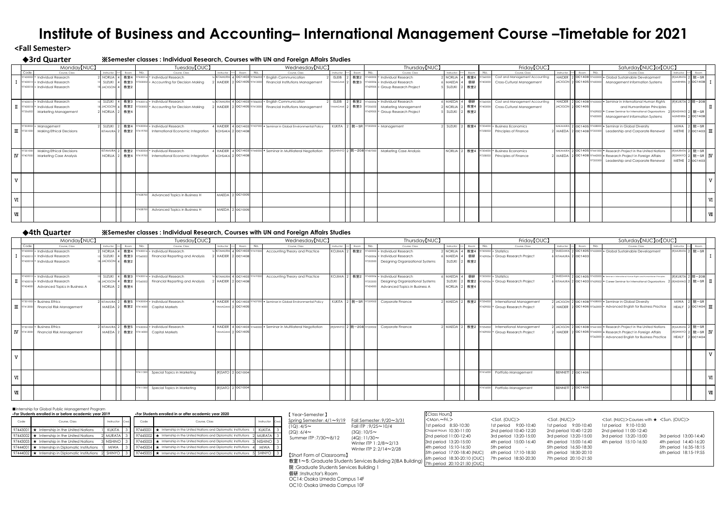# Institute of Business and Accounting– International Management Course –Timetable for 2021

**<Fall Semester>**

## ◆3rd Quarter

**※Semester classes : Individual Research, Courses with UN and Foreign Affairs Studies**

| | Monday【NUC】 | | | | | Tuesday【OUC】 | | | | | Wednesday【NUC】 | | | | | Thursday【NUC】 | | | | | Friday【OUC】 | | | | | Saturday【NUC】or【OUC】 | | | | | |
|---|---|---|---|---|---|---|---|---|---|---|---|---|---|---|---|---|---|---|---|---|---|---|---|---|---|---|---|---|---|---|---|
| | Code | Course, Class | Instructor | Cred | Room | No. | Course, Class | Instructor | Cred | Room | No. | Course, Class | Instructor | Cred | Room | No. | Course, Class | Instructor | Cred | Room | No. | Course, Class | Instructor | Cred | Room | No. | Course, Class | Instructor | Cred | Room | |
| Ⅰ | 97430002<br>97430010<br>97430018 | * Individual Research 2<br>* Individual Research 10<br>* Individual Research 18 | NORLIA<br>SUZUKI<br>JACKSON | 4<br>4<br>4 | 教室4<br>教室3<br>教室2 | 97430016<br>97360002 | * Individual Research 16<br>* Accounting for Decision Making 2 | KITAMURA<br>HAIDER | 4<br>2 | OC1403<br>OC1405 | 97306002<br>97413000 | * English Communication 2<br>Financial Institutions Management | ISLEIB<br>YAMAGAMI | 2<br>2 | 教室2<br>教室3 | 97430002<br>97430006<br>97429005 | * Individual Research 2<br>* Individual Research 6<br>* Group Research Project 5 | NORLIA<br>MAEDA<br>SUZUKI | 4<br>4<br>2 | 教室4<br>個研<br>教室2 | 97360500<br>97403000 | Cost and Management Accounting<br>Cross-Cultural Management | HAIDER<br>JACKSON | 2<br>2 | OC1408<br>OC1405 | 97433000<br>97420000 | • Global Sustainable Development<br>Management Information Systems | (R)MURATA<br>MUNEHIRA | 2<br>2 | 院−SR<br>OC1408 | Ⅰ |
| Ⅱ | 97430010<br>97430018<br>97356502 | * Individual Research 10<br>* Individual Research 18<br>Marketing Management 2 | SUZUKI<br>JACKSON<br>NORLIA | 4<br>4<br>2 | 教室3<br>教室2<br>教室4 | 97430016<br>97360002 | * Individual Research 16<br>* Accounting for Decision Making 2 | KITAMURA<br>HAIDER | 4<br>2 | OC1403<br>OC1405 | 97306002<br>97413000 | * English Communication 2<br>Financial Institutions Management | ISLEIB<br>YAMAGAMI | 2<br>2 | 教室2<br>教室3 | 97430006<br>97356502<br>97429005 | * Individual Research 6<br>Marketing Management 2<br>* Group Research Project 5 | MAEDA<br>NORLIA<br>SUZUKI | 4<br>2<br>2 | 個研<br>教室4<br>教室2 | 97360500<br>97403000 | Cost and Management Accounting<br>Cross-Cultural Management | HAIDER<br>JACKSON | 2<br>2 | OC1408<br>OC1405 | 97435000<br>97439002<br>97420000 | • Seminar in International Human Rights and Humanitarian Principles<br>• Career Seminar for International Organizations 2<br>Management Information Systems | (R)KUKITA<br>(R)NISHINO<br>MUNEHIRA | 2<br>2<br>2 | 院−208<br>院−SR<br>OC1408 | Ⅱ |
| Ⅲ | 97302002<br>97351000 | * Management 2<br>Making Ethical Decisions | SUZUKI<br>KITAMURA | 2<br>2 | 教室4<br>教室2 | 97430004<br>97419700 | * Individual Research 4<br>International Economic Integration | HAIDER<br>KOHSAKA | 4<br>2 | OC1403<br>OC1408 | 97437000 | • Seminar in Global Environmental Policy | KUKITA | 2 | 院−SR | 97302002 | * Management 2 | SUZUKI | 2 | 教室4 | 97304000<br>97358502 | * Business Economics<br>Principles of Finance 2 | NAKAMURA<br>MAEDA | 2<br>2 | OC1405<br>OC1408 | 97438000<br>97355500 | • Seminar in Global Diversity<br>Leadership and Corporate Renewal | MIWA<br>METHE | 2<br>2 | 院−SR<br>OC1403 | Ⅲ |
| Ⅳ | 97351000<br>97407000 | Making Ethical Decisions<br>Marketing Case Analysis | KITAMURA<br>NORLIA | 2<br>2 | 教室2<br>教室4 | 97430004<br>97419700 | * Individual Research 4<br>International Economic Integration | HAIDER<br>KOHSAKA | 4<br>2 | OC1403<br>OC1408 | 97440000 | • Seminar in Multilateral Negotiation | (R)SHINYO | 2 | 院−208 | 97407000 | Marketing Case Analysis | NORLIA | 2 | 教室4 | 97304000<br>97358502 | * Business Economics<br>Principles of Finance 2 | NAKAMURA<br>MAEDA | 2<br>2 | OC1405<br>OC1408 | 97441000<br>97442000<br>97355500 | • Research Project in the United Nations<br>• Research Project in Foreign Affairs<br>Leadership and Corporate Renewal | (R)MURATA<br>(R)SHINYO<br>METHE | 2<br>2<br>2 | 院−SR<br>院−SR<br>OC1403 | Ⅳ |
| Ⅴ | | | | | | | | | | | | | | | | | | | | | | | | | | | | | | | Ⅴ |
| Ⅵ | | | | | | 97428700 | Advanced Topics in Business H | MAEDA | 2 | OC1005 | | | | | | | | | | | | | | | | | | | | | Ⅵ |
| Ⅶ | | | | | | 97428700 | Advanced Topics in Business H | MAEDA | 2 | OC1005 | | | | | | | | | | | | | | | | | | | | | Ⅶ |

## ◆4th Quarter

**※Semester classes : Individual Research, Courses with UN and Foreign Affairs Studies**

| | Monday【NUC】 | | | | | Tuesday【OUC】 | | | | | Wednesday【NUC】 | | | | | Thursday【NUC】 | | | | | Friday【OUC】 | | | | | Saturday【NUC】or【OUC】 | | | | | |
|---|---|---|---|---|---|---|---|---|---|---|---|---|---|---|---|---|---|---|---|---|---|---|---|---|---|---|---|---|---|---|---|
| | Code | Course, Class | Instructor | Cred | Room | No. | Course, Class | Instructor | Cred | Room | No. | Course, Class | Instructor | Cred | Room | No. | Course, Class | Instructor | Cred | Room | No. | Course, Class | Instructor | Cred | Room | No. | Course, Class | Instructor | Cred | Room | |
| Ⅰ | 97430002<br>97430010<br>97430018 | * Individual Research 2<br>* Individual Research 10<br>* Individual Research 18 | NORLIA<br>SUZUKI<br>JACKSON | 4<br>4<br>4 | 教室4<br>教室3<br>教室2 | 97430016<br>97362002 | * Individual Research 16<br>Financial Reporting and Analysis 2 | KITAMURA<br>HAIDER | 4<br>2 | OC1403<br>OC1408 | 97415300 | Accounting Theory and Practice | KOJIMA | 2 | 教室2 | 97430002<br>97430006<br>97353500 | * Individual Research 2<br>* Individual Research 6<br>Designing Organizational Systems | NORLIA<br>MAEDA<br>SUZUKI | 4<br>4<br>2 | 教室4<br>個研<br>教室2 | 97305002<br>97429006 | * Statistics 2<br>* Group Research Project 6 | TAKEZAWA<br>KITAMURA | 2<br>2 | OC1405<br>OC1403 | 97433000 | • Global Sustainable Development | (R)MURATA | 2 | 院−SR | Ⅰ |
| Ⅱ | 97430010<br>97430018<br>97424000 | * Individual Research 10<br>* Individual Research 18<br>Advanced Topics in Business A | SUZUKI<br>JACKSON<br>NORLIA | 4<br>4<br>2 | 教室3<br>教室2<br>教室4 | 97430016<br>97362002 | * Individual Research 16<br>Financial Reporting and Analysis 2 | KITAMURA<br>HAIDER | 4<br>2 | OC1403<br>OC1408 | 97415300 | Accounting Theory and Practice | KOJIMA | 2 | 教室2 | 97430006<br>97353500<br>97424000 | * Individual Research 6<br>Designing Organizational Systems<br>Advanced Topics in Business A | MAEDA<br>SUZUKI<br>NORLIA | 4<br>2<br>2 | 個研<br>教室2<br>教室4 | 97305002<br>97429006 | * Statistics 2<br>* Group Research Project 6 | TAKEZAWA<br>KITAMURA | 2<br>2 | OC1405<br>OC1403 | 97435000<br>97439002 | • Seminar in International Human Rights and Humanitarian Principles<br>• Career Seminar for International Organizations 2 | (R)KUKITA<br>(R)NISHINO | 2<br>2 | 院−208<br>院−SR | Ⅱ |
| Ⅲ | 97301002<br>97412000 | * Business Ethics 2<br>Financial Risk Management | KITAMURA<br>MAEDA | 2<br>2 | 教室5<br>教室2 | 97430004<br>97414000 | * Individual Research 4<br>Capital Markets | HAIDER<br>YAMAGAMI | 4<br>2 | OC1403<br>OC1405 | 97437000 | • Seminar in Global Environmental Policy | KUKITA | 2 | 院−SR | 97359002 | Corporate Finance 2 | MAEDA | 2 | 教室2 | 97354502<br>97429002 | International Management 2<br>* Group Research Project 2 | JACKSON<br>HAIDER | 2<br>2 | OC1408<br>OC1406 | 97438000<br>97363000 | • Seminar in Global Diversity<br>* Advanced English for Business Practice | MIWA<br>HEALY | 2<br>2 | 院−SR<br>OC1404 | Ⅲ |
| Ⅳ | 97301002<br>97412000 | * Business Ethics 2<br>Financial Risk Management | KITAMURA<br>MAEDA | 2<br>2 | 教室5<br>教室2 | 97430004<br>97414000 | * Individual Research 4<br>Capital Markets | HAIDER<br>YAMAGAMI | 4<br>2 | OC1403<br>OC1405 | 97440000 | • Seminar in Multilateral Negotiation | (R)SHINYO | 2 | 院−208 | 97359002 | Corporate Finance 2 | MAEDA | 2 | 教室2 | 97354502<br>97429002 | International Management 2<br>* Group Research Project 2 | JACKSON<br>HAIDER | 2<br>2 | OC1408<br>OC1406 | 97441000<br>97442000<br>97363000 | • Research Project in the United Nations<br>• Research Project in Foreign Affairs<br>* Advanced English for Business Practice | (R)MURATA<br>(R)SHINYO<br>HEALY | 2<br>2<br>2 | 院−SR<br>院−SR<br>OC1404 | Ⅳ |
| Ⅴ | | | | | | | | | | | | | | | | | | | | | | | | | | | | | | | Ⅴ |
| Ⅵ | | | | | | 97411500 | Special Topics in Marketing | (R)SATO | 2 | OC1004 | | | | | | | | | | | 97416000 | Portfolio Management | BENNETT | 2 | OC1406 | | | | | | Ⅵ |
| Ⅶ | | | | | | 97411500 | Special Topics in Marketing | (R)SATO | 2 | OC1004 | | | | | | | | | | | 97416000 | Portfolio Management | BENNETT | 2 | OC1406 | | | | | | Ⅶ |

■Internship for Global Public Management Program

•For Students enrolled in or before academic year 2019

| Code | Course, Class | Instructor | Cred |
|---|---|---|---|
| 97443001 | ★ Internship in the United Nations 1 | KUKITA | 3 |
| 97443002 | ★ Internship in the United Nations 2 | MURATA | 3 |
| 97443003 | ★ Internship in the United Nations 3 | NISHINO | 3 |
| 97444001 | ★ Internship in Diplomatic Institutions 1 | MIWA | 3 |
| 97444002 | ★ Internship in Diplomatic Institutions 2 | SHINYO | 3 |

•For Students enrolled in or after academic year 2020

| Code | Course, Class | Instructor | Cred |
|---|---|---|---|
| 97445001 | ★ Internship in the United Nations and Diplomatic Institutions 1 | KUKITA | 3 |
| 97445002 | ★ Internship in the United Nations and Diplomatic Institutions 2 | MURATA | 3 |
| 97445003 | ★ Internship in the United Nations and Diplomatic Institutions 3 | NISHINO | 3 |
| 97445004 | ★ Internship in the United Nations and Diplomatic Institutions 4 | MIWA | 3 |
| 97445005 | ★ Internship in the United Nations and Diplomatic Institutions 5 | SHINYO | 3 |

【Year・Semester】

Spring Semester：4/1〜9/19
(1Q)：4/5〜
(2Q)：6/4〜
Summer ITP：7/30〜8/12

Fall Semester：9/20〜3/31
Fall ITP：9/25〜10/4
(3Q)：10/5〜
(4Q)：11/30〜
Winter ITP 1：2/8〜2/13
Winter ITP 2：2/14〜2/28

【Short Form of Classrooms】

教室1〜5：Graduate Students Services Building 2(IBA Building)
院：Graduate Students Services Building 1
個研：Instructor's Room
OC14：Osaka Umeda Campus 14F
OC10：Osaka Umeda Campus 10F

【Class Hours】

| <Mon.〜Fri.> | <Sat. (OUC)> | <Sat. (NUC)> | <Sat. (NUC)>Courses with ★ | <Sun. (OUC)> |
|---|---|---|---|---|
| 1st period 8:50-10:30 | 1st period 9:00-10:40 | 1st period 9:00-10:40 | 1st period 9:10-10:50 | |
| Chapel Hours 10:30-11:00 | 2nd period 10:40-12:20 | 2nd period 10:40-12:20 | 2nd period 11:00-12:40 | |
| 2nd period 11:00-12:40 | 3rd period 13:20-15:00 | 3rd period 13:20-15:00 | 3rd period 13:20-15:00 | 3rd period 13:00-14:40 |
| 3rd period 13:20-15:00 | 4th period 15:00-16:40 | 4th period 15:00-16:40 | 4th period 15:10-16:50 | 4th period 14:40-16:20 |
| 4th period 15:10-16:50 | 5th period - | 5th period 16:50-18:30 | | 5th period 16:35-18:15 |
| 5th period 17:00-18:40 (NUC) | 6th period 17:10-18:50 | 6th period 18:30-20:10 | | 6th period 18:15-19:55 |
| 6th period 18:30-20:10 (OUC) | 7th period 18:50-20:30 | 7th period 20:10-21:50 | | |
| 7th period 20:10-21:50 (OUC) | | | | |